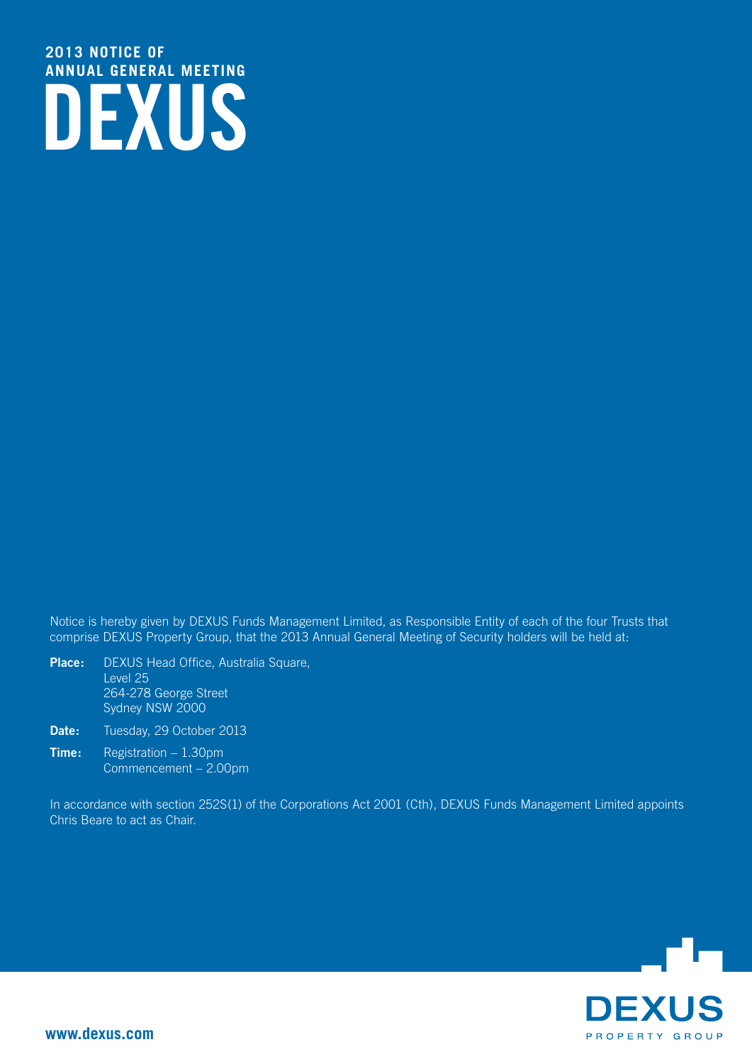# 2013 NOTICE OF ANNUAL GENERAL MEETING DEXUS

Notice is hereby given by DEXUS Funds Management Limited, as Responsible Entity of each of the four Trusts that comprise DEXUS Property Group, that the 2013 Annual General Meeting of Security holders will be held at:

**Place:** DEXUS Head Office, Australia Square,
Level 25
264-278 George Street
Sydney NSW 2000

**Date:** Tuesday, 29 October 2013

**Time:** Registration – 1.30pm
Commencement – 2.00pm

In accordance with section 252S(1) of the Corporations Act 2001 (Cth), DEXUS Funds Management Limited appoints Chris Beare to act as Chair.

DEXUS PROPERTY GROUP

**www.dexus.com**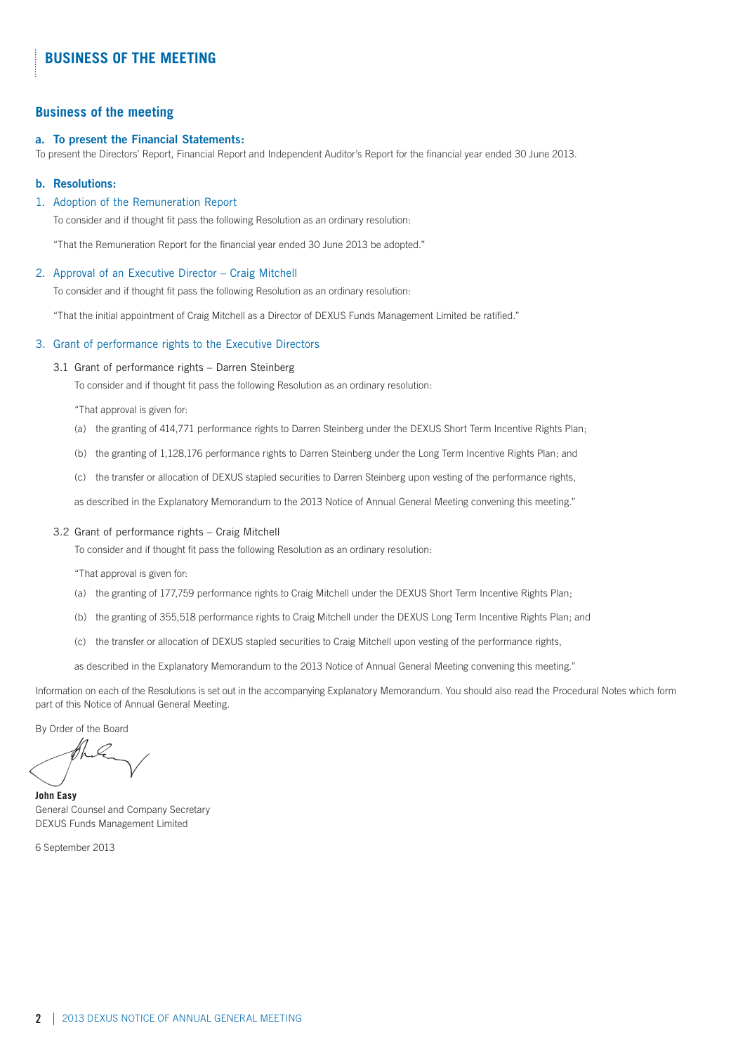# BUSINESS OF THE MEETING

## Business of the meeting

### a. To present the Financial Statements:

To present the Directors' Report, Financial Report and Independent Auditor's Report for the financial year ended 30 June 2013.

### b. Resolutions:

1. Adoption of the Remuneration Report

   To consider and if thought fit pass the following Resolution as an ordinary resolution:

   "That the Remuneration Report for the financial year ended 30 June 2013 be adopted."

2. Approval of an Executive Director – Craig Mitchell

   To consider and if thought fit pass the following Resolution as an ordinary resolution:

   "That the initial appointment of Craig Mitchell as a Director of DEXUS Funds Management Limited be ratified."

3. Grant of performance rights to the Executive Directors

   3.1 Grant of performance rights – Darren Steinberg

   To consider and if thought fit pass the following Resolution as an ordinary resolution:

   "That approval is given for:

   (a) the granting of 414,771 performance rights to Darren Steinberg under the DEXUS Short Term Incentive Rights Plan;

   (b) the granting of 1,128,176 performance rights to Darren Steinberg under the Long Term Incentive Rights Plan; and

   (c) the transfer or allocation of DEXUS stapled securities to Darren Steinberg upon vesting of the performance rights,

   as described in the Explanatory Memorandum to the 2013 Notice of Annual General Meeting convening this meeting."

   3.2 Grant of performance rights – Craig Mitchell

   To consider and if thought fit pass the following Resolution as an ordinary resolution:

   "That approval is given for:

   (a) the granting of 177,759 performance rights to Craig Mitchell under the DEXUS Short Term Incentive Rights Plan;

   (b) the granting of 355,518 performance rights to Craig Mitchell under the DEXUS Long Term Incentive Rights Plan; and

   (c) the transfer or allocation of DEXUS stapled securities to Craig Mitchell upon vesting of the performance rights,

   as described in the Explanatory Memorandum to the 2013 Notice of Annual General Meeting convening this meeting."

Information on each of the Resolutions is set out in the accompanying Explanatory Memorandum. You should also read the Procedural Notes which form part of this Notice of Annual General Meeting.

By Order of the Board

**John Easy**
General Counsel and Company Secretary
DEXUS Funds Management Limited

6 September 2013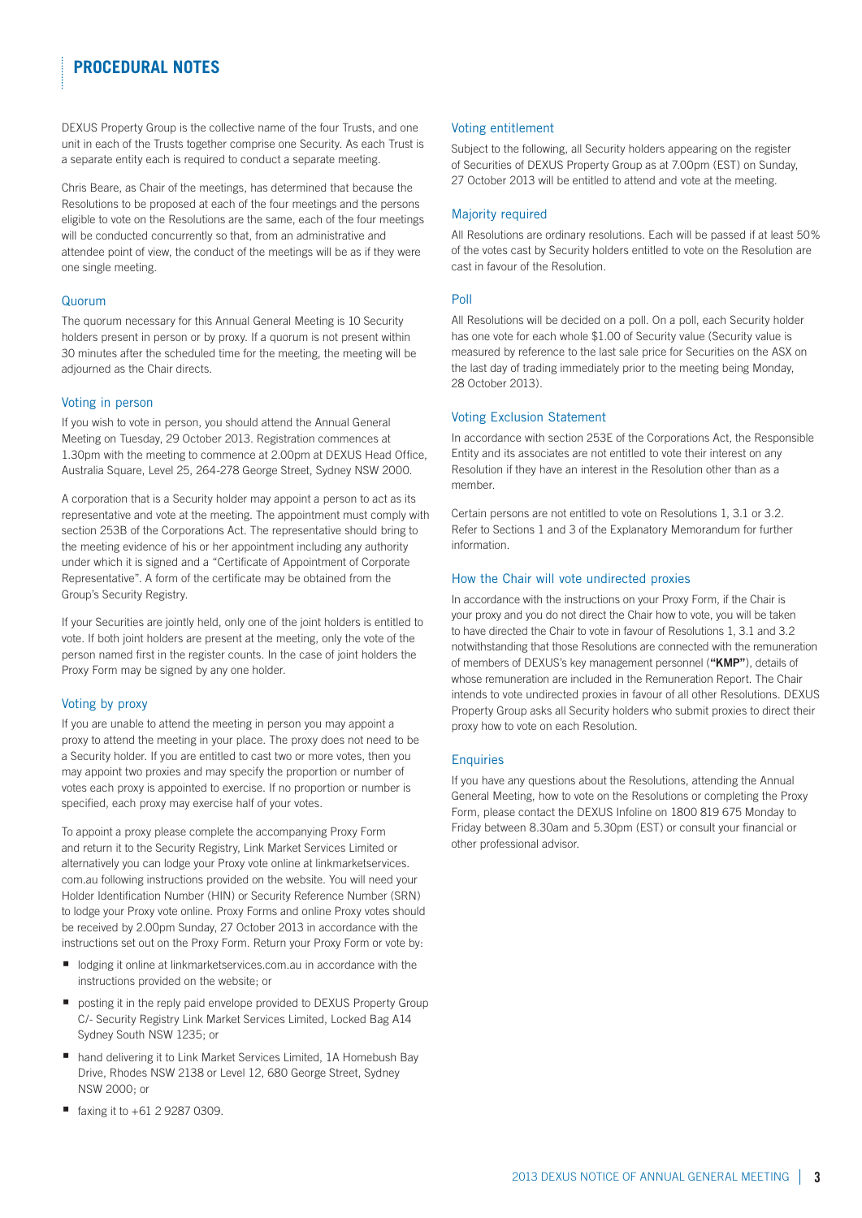# PROCEDURAL NOTES

DEXUS Property Group is the collective name of the four Trusts, and one unit in each of the Trusts together comprise one Security. As each Trust is a separate entity each is required to conduct a separate meeting.

Chris Beare, as Chair of the meetings, has determined that because the Resolutions to be proposed at each of the four meetings and the persons eligible to vote on the Resolutions are the same, each of the four meetings will be conducted concurrently so that, from an administrative and attendee point of view, the conduct of the meetings will be as if they were one single meeting.

## Quorum

The quorum necessary for this Annual General Meeting is 10 Security holders present in person or by proxy. If a quorum is not present within 30 minutes after the scheduled time for the meeting, the meeting will be adjourned as the Chair directs.

## Voting in person

If you wish to vote in person, you should attend the Annual General Meeting on Tuesday, 29 October 2013. Registration commences at 1.30pm with the meeting to commence at 2.00pm at DEXUS Head Office, Australia Square, Level 25, 264-278 George Street, Sydney NSW 2000.

A corporation that is a Security holder may appoint a person to act as its representative and vote at the meeting. The appointment must comply with section 253B of the Corporations Act. The representative should bring to the meeting evidence of his or her appointment including any authority under which it is signed and a "Certificate of Appointment of Corporate Representative". A form of the certificate may be obtained from the Group's Security Registry.

If your Securities are jointly held, only one of the joint holders is entitled to vote. If both joint holders are present at the meeting, only the vote of the person named first in the register counts. In the case of joint holders the Proxy Form may be signed by any one holder.

## Voting by proxy

If you are unable to attend the meeting in person you may appoint a proxy to attend the meeting in your place. The proxy does not need to be a Security holder. If you are entitled to cast two or more votes, then you may appoint two proxies and may specify the proportion or number of votes each proxy is appointed to exercise. If no proportion or number is specified, each proxy may exercise half of your votes.

To appoint a proxy please complete the accompanying Proxy Form and return it to the Security Registry, Link Market Services Limited or alternatively you can lodge your Proxy vote online at linkmarketservices.com.au following instructions provided on the website. You will need your Holder Identification Number (HIN) or Security Reference Number (SRN) to lodge your Proxy vote online. Proxy Forms and online Proxy votes should be received by 2.00pm Sunday, 27 October 2013 in accordance with the instructions set out on the Proxy Form. Return your Proxy Form or vote by:

- lodging it online at linkmarketservices.com.au in accordance with the instructions provided on the website; or
- posting it in the reply paid envelope provided to DEXUS Property Group C/- Security Registry Link Market Services Limited, Locked Bag A14 Sydney South NSW 1235; or
- hand delivering it to Link Market Services Limited, 1A Homebush Bay Drive, Rhodes NSW 2138 or Level 12, 680 George Street, Sydney NSW 2000; or
- faxing it to +61 2 9287 0309.

## Voting entitlement

Subject to the following, all Security holders appearing on the register of Securities of DEXUS Property Group as at 7.00pm (EST) on Sunday, 27 October 2013 will be entitled to attend and vote at the meeting.

## Majority required

All Resolutions are ordinary resolutions. Each will be passed if at least 50% of the votes cast by Security holders entitled to vote on the Resolution are cast in favour of the Resolution.

## Poll

All Resolutions will be decided on a poll. On a poll, each Security holder has one vote for each whole $1.00 of Security value (Security value is measured by reference to the last sale price for Securities on the ASX on the last day of trading immediately prior to the meeting being Monday, 28 October 2013).

## Voting Exclusion Statement

In accordance with section 253E of the Corporations Act, the Responsible Entity and its associates are not entitled to vote their interest on any Resolution if they have an interest in the Resolution other than as a member.

Certain persons are not entitled to vote on Resolutions 1, 3.1 or 3.2. Refer to Sections 1 and 3 of the Explanatory Memorandum for further information.

## How the Chair will vote undirected proxies

In accordance with the instructions on your Proxy Form, if the Chair is your proxy and you do not direct the Chair how to vote, you will be taken to have directed the Chair to vote in favour of Resolutions 1, 3.1 and 3.2 notwithstanding that those Resolutions are connected with the remuneration of members of DEXUS's key management personnel (**"KMP"**), details of whose remuneration are included in the Remuneration Report. The Chair intends to vote undirected proxies in favour of all other Resolutions. DEXUS Property Group asks all Security holders who submit proxies to direct their proxy how to vote on each Resolution.

## Enquiries

If you have any questions about the Resolutions, attending the Annual General Meeting, how to vote on the Resolutions or completing the Proxy Form, please contact the DEXUS Infoline on 1800 819 675 Monday to Friday between 8.30am and 5.30pm (EST) or consult your financial or other professional advisor.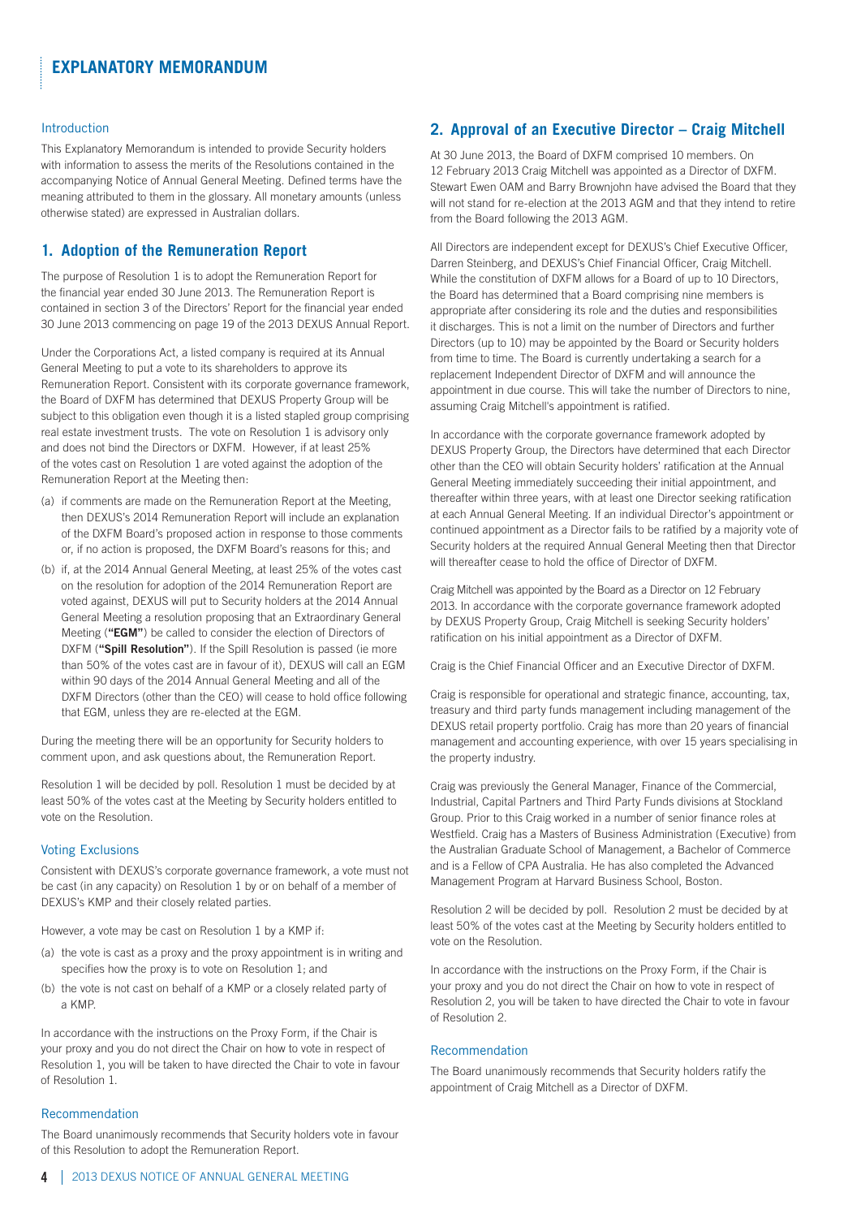# EXPLANATORY MEMORANDUM

### Introduction

This Explanatory Memorandum is intended to provide Security holders with information to assess the merits of the Resolutions contained in the accompanying Notice of Annual General Meeting. Defined terms have the meaning attributed to them in the glossary. All monetary amounts (unless otherwise stated) are expressed in Australian dollars.

## 1. Adoption of the Remuneration Report

The purpose of Resolution 1 is to adopt the Remuneration Report for the financial year ended 30 June 2013. The Remuneration Report is contained in section 3 of the Directors' Report for the financial year ended 30 June 2013 commencing on page 19 of the 2013 DEXUS Annual Report.

Under the Corporations Act, a listed company is required at its Annual General Meeting to put a vote to its shareholders to approve its Remuneration Report. Consistent with its corporate governance framework, the Board of DXFM has determined that DEXUS Property Group will be subject to this obligation even though it is a listed stapled group comprising real estate investment trusts. The vote on Resolution 1 is advisory only and does not bind the Directors or DXFM. However, if at least 25% of the votes cast on Resolution 1 are voted against the adoption of the Remuneration Report at the Meeting then:

(a) if comments are made on the Remuneration Report at the Meeting, then DEXUS's 2014 Remuneration Report will include an explanation of the DXFM Board's proposed action in response to those comments or, if no action is proposed, the DXFM Board's reasons for this; and

(b) if, at the 2014 Annual General Meeting, at least 25% of the votes cast on the resolution for adoption of the 2014 Remuneration Report are voted against, DEXUS will put to Security holders at the 2014 Annual General Meeting a resolution proposing that an Extraordinary General Meeting (**"EGM"**) be called to consider the election of Directors of DXFM (**"Spill Resolution"**). If the Spill Resolution is passed (ie more than 50% of the votes cast are in favour of it), DEXUS will call an EGM within 90 days of the 2014 Annual General Meeting and all of the DXFM Directors (other than the CEO) will cease to hold office following that EGM, unless they are re-elected at the EGM.

During the meeting there will be an opportunity for Security holders to comment upon, and ask questions about, the Remuneration Report.

Resolution 1 will be decided by poll. Resolution 1 must be decided by at least 50% of the votes cast at the Meeting by Security holders entitled to vote on the Resolution.

### Voting Exclusions

Consistent with DEXUS's corporate governance framework, a vote must not be cast (in any capacity) on Resolution 1 by or on behalf of a member of DEXUS's KMP and their closely related parties.

However, a vote may be cast on Resolution 1 by a KMP if:

(a) the vote is cast as a proxy and the proxy appointment is in writing and specifies how the proxy is to vote on Resolution 1; and

(b) the vote is not cast on behalf of a KMP or a closely related party of a KMP.

In accordance with the instructions on the Proxy Form, if the Chair is your proxy and you do not direct the Chair on how to vote in respect of Resolution 1, you will be taken to have directed the Chair to vote in favour of Resolution 1.

### Recommendation

The Board unanimously recommends that Security holders vote in favour of this Resolution to adopt the Remuneration Report.

## 2. Approval of an Executive Director – Craig Mitchell

At 30 June 2013, the Board of DXFM comprised 10 members. On 12 February 2013 Craig Mitchell was appointed as a Director of DXFM. Stewart Ewen OAM and Barry Brownjohn have advised the Board that they will not stand for re-election at the 2013 AGM and that they intend to retire from the Board following the 2013 AGM.

All Directors are independent except for DEXUS's Chief Executive Officer, Darren Steinberg, and DEXUS's Chief Financial Officer, Craig Mitchell. While the constitution of DXFM allows for a Board of up to 10 Directors, the Board has determined that a Board comprising nine members is appropriate after considering its role and the duties and responsibilities it discharges. This is not a limit on the number of Directors and further Directors (up to 10) may be appointed by the Board or Security holders from time to time. The Board is currently undertaking a search for a replacement Independent Director of DXFM and will announce the appointment in due course. This will take the number of Directors to nine, assuming Craig Mitchell's appointment is ratified.

In accordance with the corporate governance framework adopted by DEXUS Property Group, the Directors have determined that each Director other than the CEO will obtain Security holders' ratification at the Annual General Meeting immediately succeeding their initial appointment, and thereafter within three years, with at least one Director seeking ratification at each Annual General Meeting. If an individual Director's appointment or continued appointment as a Director fails to be ratified by a majority vote of Security holders at the required Annual General Meeting then that Director will thereafter cease to hold the office of Director of DXFM.

Craig Mitchell was appointed by the Board as a Director on 12 February 2013. In accordance with the corporate governance framework adopted by DEXUS Property Group, Craig Mitchell is seeking Security holders' ratification on his initial appointment as a Director of DXFM.

Craig is the Chief Financial Officer and an Executive Director of DXFM.

Craig is responsible for operational and strategic finance, accounting, tax, treasury and third party funds management including management of the DEXUS retail property portfolio. Craig has more than 20 years of financial management and accounting experience, with over 15 years specialising in the property industry.

Craig was previously the General Manager, Finance of the Commercial, Industrial, Capital Partners and Third Party Funds divisions at Stockland Group. Prior to this Craig worked in a number of senior finance roles at Westfield. Craig has a Masters of Business Administration (Executive) from the Australian Graduate School of Management, a Bachelor of Commerce and is a Fellow of CPA Australia. He has also completed the Advanced Management Program at Harvard Business School, Boston.

Resolution 2 will be decided by poll. Resolution 2 must be decided by at least 50% of the votes cast at the Meeting by Security holders entitled to vote on the Resolution.

In accordance with the instructions on the Proxy Form, if the Chair is your proxy and you do not direct the Chair on how to vote in respect of Resolution 2, you will be taken to have directed the Chair to vote in favour of Resolution 2.

### Recommendation

The Board unanimously recommends that Security holders ratify the appointment of Craig Mitchell as a Director of DXFM.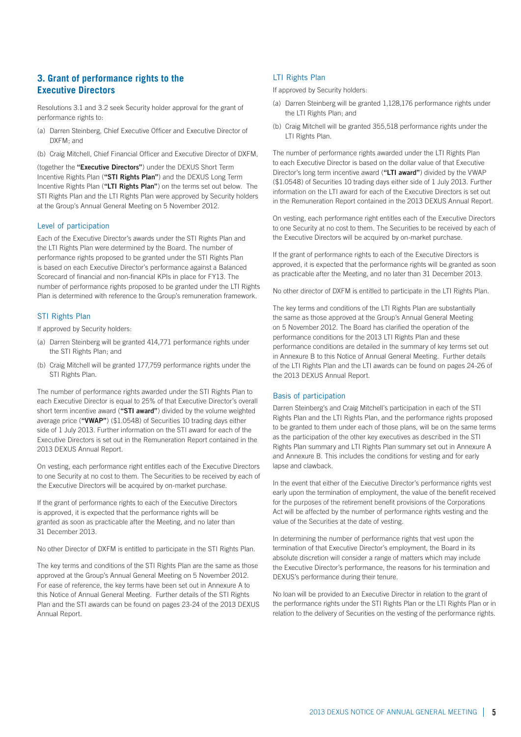## 3. Grant of performance rights to the Executive Directors

Resolutions 3.1 and 3.2 seek Security holder approval for the grant of performance rights to:

(a) Darren Steinberg, Chief Executive Officer and Executive Director of DXFM; and

(b) Craig Mitchell, Chief Financial Officer and Executive Director of DXFM,

(together the **"Executive Directors"**) under the DEXUS Short Term Incentive Rights Plan (**"STI Rights Plan"**) and the DEXUS Long Term Incentive Rights Plan (**"LTI Rights Plan"**) on the terms set out below. The STI Rights Plan and the LTI Rights Plan were approved by Security holders at the Group's Annual General Meeting on 5 November 2012.

### Level of participation

Each of the Executive Director's awards under the STI Rights Plan and the LTI Rights Plan were determined by the Board. The number of performance rights proposed to be granted under the STI Rights Plan is based on each Executive Director's performance against a Balanced Scorecard of financial and non-financial KPIs in place for FY13. The number of performance rights proposed to be granted under the LTI Rights Plan is determined with reference to the Group's remuneration framework.

### STI Rights Plan

If approved by Security holders:

(a) Darren Steinberg will be granted 414,771 performance rights under the STI Rights Plan; and

(b) Craig Mitchell will be granted 177,759 performance rights under the STI Rights Plan.

The number of performance rights awarded under the STI Rights Plan to each Executive Director is equal to 25% of that Executive Director's overall short term incentive award (**"STI award"**) divided by the volume weighted average price (**"VWAP"**) ($1.0548) of Securities 10 trading days either side of 1 July 2013. Further information on the STI award for each of the Executive Directors is set out in the Remuneration Report contained in the 2013 DEXUS Annual Report.

On vesting, each performance right entitles each of the Executive Directors to one Security at no cost to them. The Securities to be received by each of the Executive Directors will be acquired by on-market purchase.

If the grant of performance rights to each of the Executive Directors is approved, it is expected that the performance rights will be granted as soon as practicable after the Meeting, and no later than 31 December 2013.

No other Director of DXFM is entitled to participate in the STI Rights Plan.

The key terms and conditions of the STI Rights Plan are the same as those approved at the Group's Annual General Meeting on 5 November 2012. For ease of reference, the key terms have been set out in Annexure A to this Notice of Annual General Meeting. Further details of the STI Rights Plan and the STI awards can be found on pages 23-24 of the 2013 DEXUS Annual Report.

### LTI Rights Plan

If approved by Security holders:

(a) Darren Steinberg will be granted 1,128,176 performance rights under the LTI Rights Plan; and

(b) Craig Mitchell will be granted 355,518 performance rights under the LTI Rights Plan.

The number of performance rights awarded under the LTI Rights Plan to each Executive Director is based on the dollar value of that Executive Director's long term incentive award (**"LTI award"**) divided by the VWAP ($1.0548) of Securities 10 trading days either side of 1 July 2013. Further information on the LTI award for each of the Executive Directors is set out in the Remuneration Report contained in the 2013 DEXUS Annual Report.

On vesting, each performance right entitles each of the Executive Directors to one Security at no cost to them. The Securities to be received by each of the Executive Directors will be acquired by on-market purchase.

If the grant of performance rights to each of the Executive Directors is approved, it is expected that the performance rights will be granted as soon as practicable after the Meeting, and no later than 31 December 2013.

No other director of DXFM is entitled to participate in the LTI Rights Plan.

The key terms and conditions of the LTI Rights Plan are substantially the same as those approved at the Group's Annual General Meeting on 5 November 2012. The Board has clarified the operation of the performance conditions for the 2013 LTI Rights Plan and these performance conditions are detailed in the summary of key terms set out in Annexure B to this Notice of Annual General Meeting. Further details of the LTI Rights Plan and the LTI awards can be found on pages 24-26 of the 2013 DEXUS Annual Report.

### Basis of participation

Darren Steinberg's and Craig Mitchell's participation in each of the STI Rights Plan and the LTI Rights Plan, and the performance rights proposed to be granted to them under each of those plans, will be on the same terms as the participation of the other key executives as described in the STI Rights Plan summary and LTI Rights Plan summary set out in Annexure A and Annexure B. This includes the conditions for vesting and for early lapse and clawback.

In the event that either of the Executive Director's performance rights vest early upon the termination of employment, the value of the benefit received for the purposes of the retirement benefit provisions of the Corporations Act will be affected by the number of performance rights vesting and the value of the Securities at the date of vesting.

In determining the number of performance rights that vest upon the termination of that Executive Director's employment, the Board in its absolute discretion will consider a range of matters which may include the Executive Director's performance, the reasons for his termination and DEXUS's performance during their tenure.

No loan will be provided to an Executive Director in relation to the grant of the performance rights under the STI Rights Plan or the LTI Rights Plan or in relation to the delivery of Securities on the vesting of the performance rights.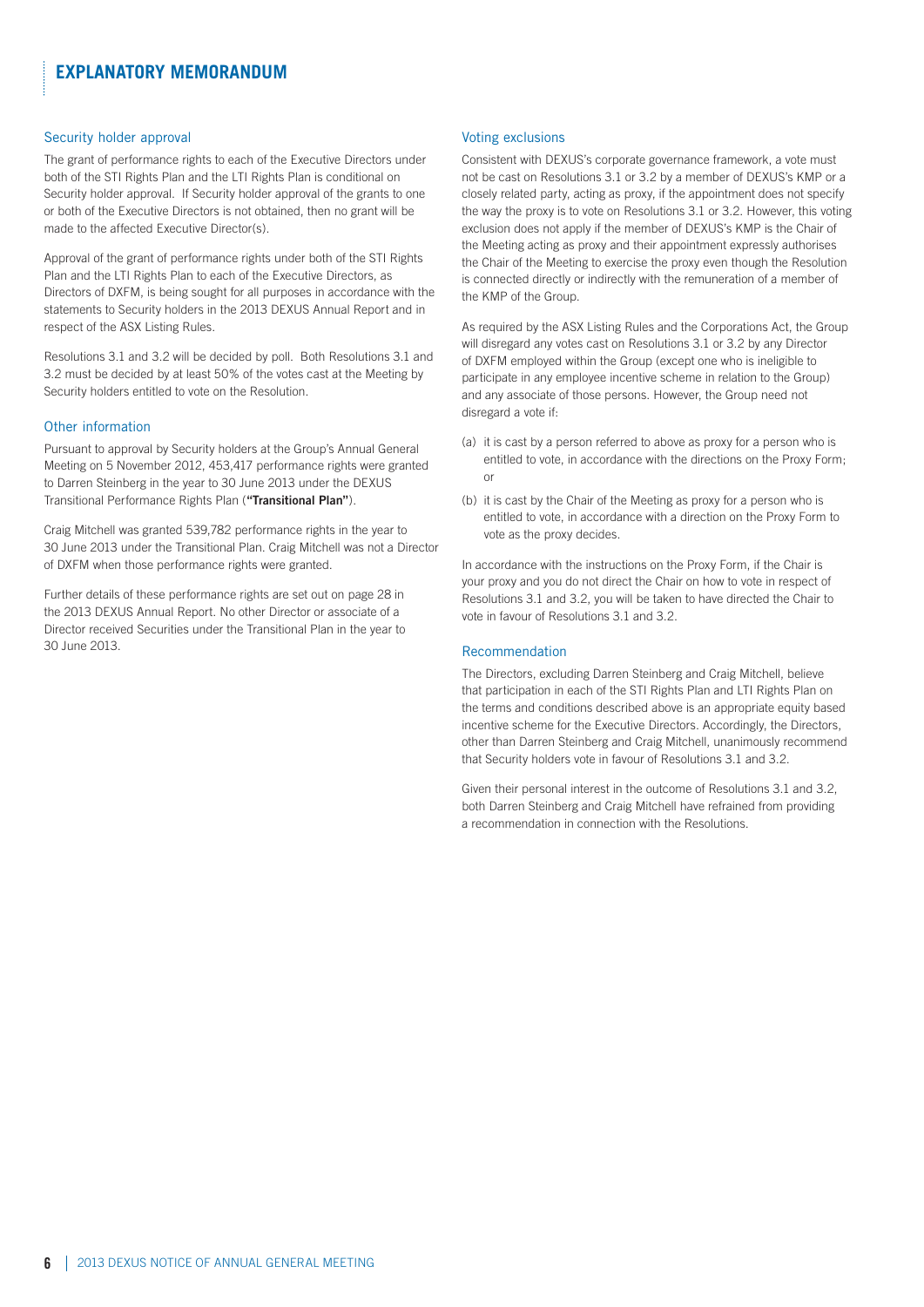# EXPLANATORY MEMORANDUM

### Security holder approval

The grant of performance rights to each of the Executive Directors under both of the STI Rights Plan and the LTI Rights Plan is conditional on Security holder approval. If Security holder approval of the grants to one or both of the Executive Directors is not obtained, then no grant will be made to the affected Executive Director(s).

Approval of the grant of performance rights under both of the STI Rights Plan and the LTI Rights Plan to each of the Executive Directors, as Directors of DXFM, is being sought for all purposes in accordance with the statements to Security holders in the 2013 DEXUS Annual Report and in respect of the ASX Listing Rules.

Resolutions 3.1 and 3.2 will be decided by poll. Both Resolutions 3.1 and 3.2 must be decided by at least 50% of the votes cast at the Meeting by Security holders entitled to vote on the Resolution.

### Other information

Pursuant to approval by Security holders at the Group's Annual General Meeting on 5 November 2012, 453,417 performance rights were granted to Darren Steinberg in the year to 30 June 2013 under the DEXUS Transitional Performance Rights Plan (**"Transitional Plan"**).

Craig Mitchell was granted 539,782 performance rights in the year to 30 June 2013 under the Transitional Plan. Craig Mitchell was not a Director of DXFM when those performance rights were granted.

Further details of these performance rights are set out on page 28 in the 2013 DEXUS Annual Report. No other Director or associate of a Director received Securities under the Transitional Plan in the year to 30 June 2013.

### Voting exclusions

Consistent with DEXUS's corporate governance framework, a vote must not be cast on Resolutions 3.1 or 3.2 by a member of DEXUS's KMP or a closely related party, acting as proxy, if the appointment does not specify the way the proxy is to vote on Resolutions 3.1 or 3.2. However, this voting exclusion does not apply if the member of DEXUS's KMP is the Chair of the Meeting acting as proxy and their appointment expressly authorises the Chair of the Meeting to exercise the proxy even though the Resolution is connected directly or indirectly with the remuneration of a member of the KMP of the Group.

As required by the ASX Listing Rules and the Corporations Act, the Group will disregard any votes cast on Resolutions 3.1 or 3.2 by any Director of DXFM employed within the Group (except one who is ineligible to participate in any employee incentive scheme in relation to the Group) and any associate of those persons. However, the Group need not disregard a vote if:

(a) it is cast by a person referred to above as proxy for a person who is entitled to vote, in accordance with the directions on the Proxy Form; or

(b) it is cast by the Chair of the Meeting as proxy for a person who is entitled to vote, in accordance with a direction on the Proxy Form to vote as the proxy decides.

In accordance with the instructions on the Proxy Form, if the Chair is your proxy and you do not direct the Chair on how to vote in respect of Resolutions 3.1 and 3.2, you will be taken to have directed the Chair to vote in favour of Resolutions 3.1 and 3.2.

### Recommendation

The Directors, excluding Darren Steinberg and Craig Mitchell, believe that participation in each of the STI Rights Plan and LTI Rights Plan on the terms and conditions described above is an appropriate equity based incentive scheme for the Executive Directors. Accordingly, the Directors, other than Darren Steinberg and Craig Mitchell, unanimously recommend that Security holders vote in favour of Resolutions 3.1 and 3.2.

Given their personal interest in the outcome of Resolutions 3.1 and 3.2, both Darren Steinberg and Craig Mitchell have refrained from providing a recommendation in connection with the Resolutions.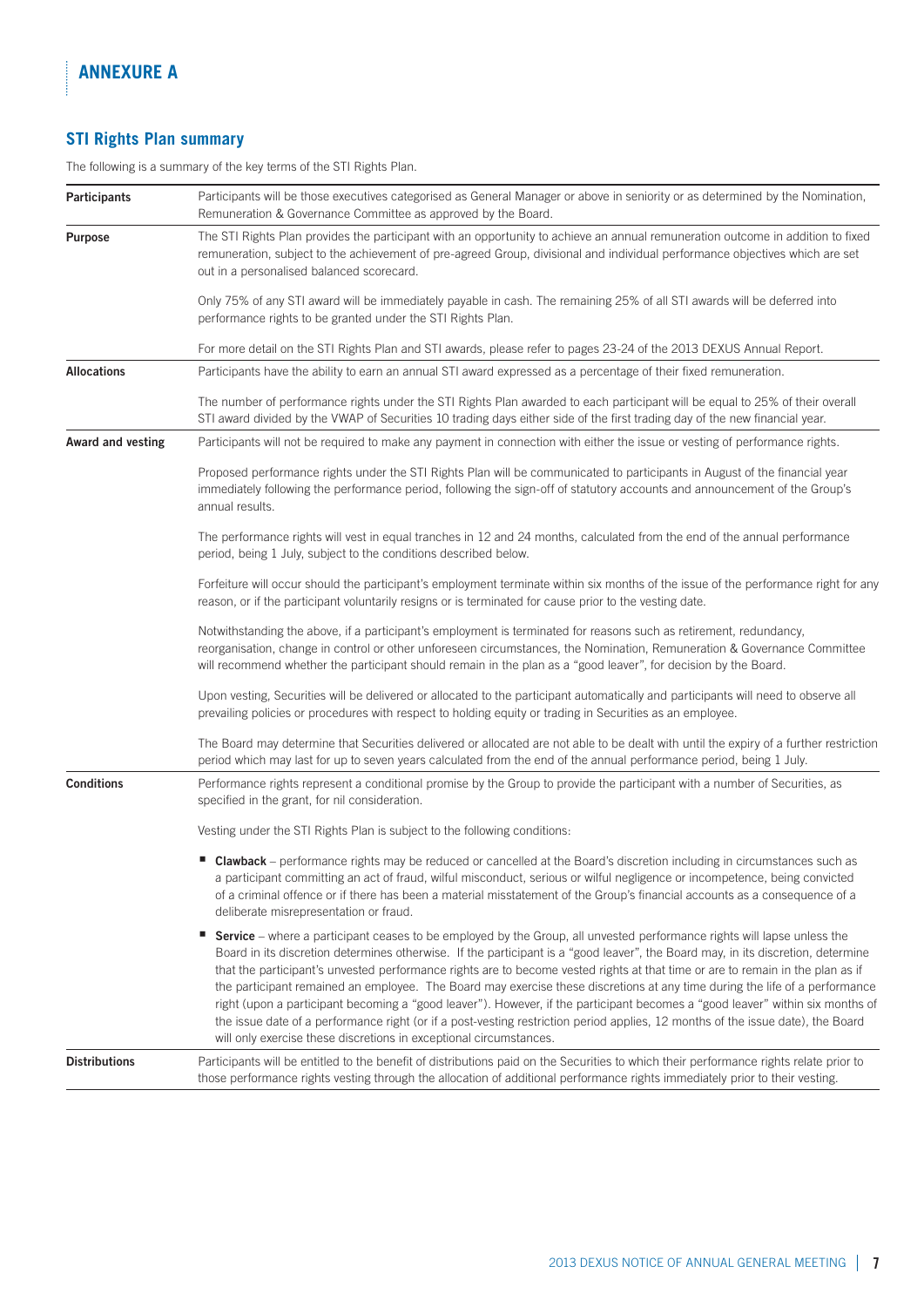# ANNEXURE A

## STI Rights Plan summary

The following is a summary of the key terms of the STI Rights Plan.

| | |
|---|---|
| **Participants** | Participants will be those executives categorised as General Manager or above in seniority or as determined by the Nomination, Remuneration & Governance Committee as approved by the Board. |
| **Purpose** | The STI Rights Plan provides the participant with an opportunity to achieve an annual remuneration outcome in addition to fixed remuneration, subject to the achievement of pre-agreed Group, divisional and individual performance objectives which are set out in a personalised balanced scorecard.<br><br>Only 75% of any STI award will be immediately payable in cash. The remaining 25% of all STI awards will be deferred into performance rights to be granted under the STI Rights Plan.<br><br>For more detail on the STI Rights Plan and STI awards, please refer to pages 23-24 of the 2013 DEXUS Annual Report. |
| **Allocations** | Participants have the ability to earn an annual STI award expressed as a percentage of their fixed remuneration.<br><br>The number of performance rights under the STI Rights Plan awarded to each participant will be equal to 25% of their overall STI award divided by the VWAP of Securities 10 trading days either side of the first trading day of the new financial year. |
| **Award and vesting** | Participants will not be required to make any payment in connection with either the issue or vesting of performance rights.<br><br>Proposed performance rights under the STI Rights Plan will be communicated to participants in August of the financial year immediately following the performance period, following the sign-off of statutory accounts and announcement of the Group's annual results.<br><br>The performance rights will vest in equal tranches in 12 and 24 months, calculated from the end of the annual performance period, being 1 July, subject to the conditions described below.<br><br>Forfeiture will occur should the participant's employment terminate within six months of the issue of the performance right for any reason, or if the participant voluntarily resigns or is terminated for cause prior to the vesting date.<br><br>Notwithstanding the above, if a participant's employment is terminated for reasons such as retirement, redundancy, reorganisation, change in control or other unforeseen circumstances, the Nomination, Remuneration & Governance Committee will recommend whether the participant should remain in the plan as a "good leaver", for decision by the Board.<br><br>Upon vesting, Securities will be delivered or allocated to the participant automatically and participants will need to observe all prevailing policies or procedures with respect to holding equity or trading in Securities as an employee.<br><br>The Board may determine that Securities delivered or allocated are not able to be dealt with until the expiry of a further restriction period which may last for up to seven years calculated from the end of the annual performance period, being 1 July. |
| **Conditions** | Performance rights represent a conditional promise by the Group to provide the participant with a number of Securities, as specified in the grant, for nil consideration.<br><br>Vesting under the STI Rights Plan is subject to the following conditions:<br><br>▪ **Clawback** – performance rights may be reduced or cancelled at the Board's discretion including in circumstances such as a participant committing an act of fraud, wilful misconduct, serious or wilful negligence or incompetence, being convicted of a criminal offence or if there has been a material misstatement of the Group's financial accounts as a consequence of a deliberate misrepresentation or fraud.<br><br>▪ **Service** – where a participant ceases to be employed by the Group, all unvested performance rights will lapse unless the Board in its discretion determines otherwise. If the participant is a "good leaver", the Board may, in its discretion, determine that the participant's unvested performance rights are to become vested rights at that time or are to remain in the plan as if the participant remained an employee. The Board may exercise these discretions at any time during the life of a performance right (upon a participant becoming a "good leaver"). However, if the participant becomes a "good leaver" within six months of the issue date of a performance right (or if a post-vesting restriction period applies, 12 months of the issue date), the Board will only exercise these discretions in exceptional circumstances. |
| **Distributions** | Participants will be entitled to the benefit of distributions paid on the Securities to which their performance rights relate prior to those performance rights vesting through the allocation of additional performance rights immediately prior to their vesting. |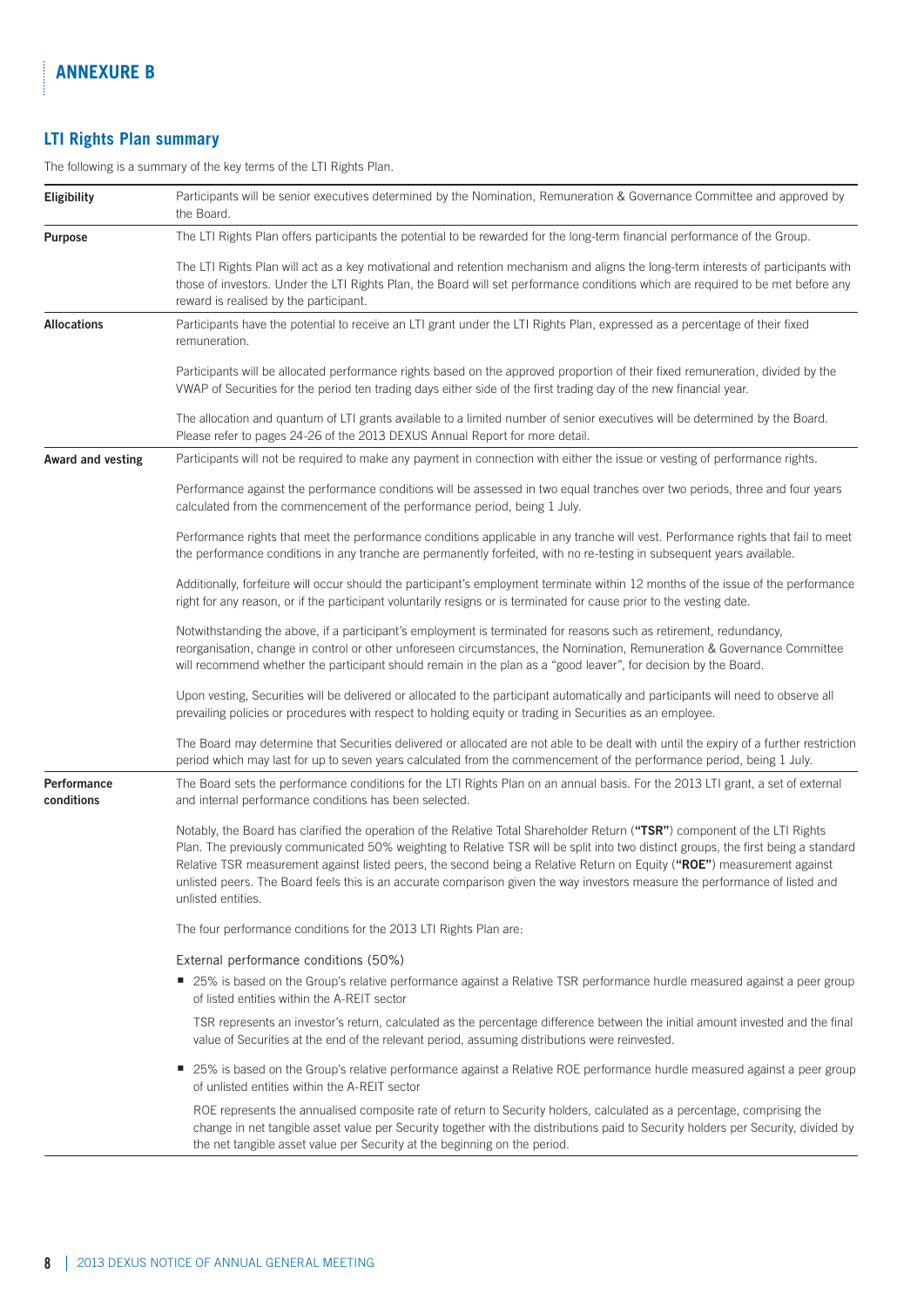# ANNEXURE B

## LTI Rights Plan summary

The following is a summary of the key terms of the LTI Rights Plan.

| | |
|---|---|
| **Eligibility** | Participants will be senior executives determined by the Nomination, Remuneration & Governance Committee and approved by the Board. |
| **Purpose** | The LTI Rights Plan offers participants the potential to be rewarded for the long-term financial performance of the Group.<br><br>The LTI Rights Plan will act as a key motivational and retention mechanism and aligns the long-term interests of participants with those of investors. Under the LTI Rights Plan, the Board will set performance conditions which are required to be met before any reward is realised by the participant. |
| **Allocations** | Participants have the potential to receive an LTI grant under the LTI Rights Plan, expressed as a percentage of their fixed remuneration.<br><br>Participants will be allocated performance rights based on the approved proportion of their fixed remuneration, divided by the VWAP of Securities for the period ten trading days either side of the first trading day of the new financial year.<br><br>The allocation and quantum of LTI grants available to a limited number of senior executives will be determined by the Board. Please refer to pages 24-26 of the 2013 DEXUS Annual Report for more detail. |
| **Award and vesting** | Participants will not be required to make any payment in connection with either the issue or vesting of performance rights.<br><br>Performance against the performance conditions will be assessed in two equal tranches over two periods, three and four years calculated from the commencement of the performance period, being 1 July.<br><br>Performance rights that meet the performance conditions applicable in any tranche will vest. Performance rights that fail to meet the performance conditions in any tranche are permanently forfeited, with no re-testing in subsequent years available.<br><br>Additionally, forfeiture will occur should the participant's employment terminate within 12 months of the issue of the performance right for any reason, or if the participant voluntarily resigns or is terminated for cause prior to the vesting date.<br><br>Notwithstanding the above, if a participant's employment is terminated for reasons such as retirement, redundancy, reorganisation, change in control or other unforeseen circumstances, the Nomination, Remuneration & Governance Committee will recommend whether the participant should remain in the plan as a "good leaver", for decision by the Board.<br><br>Upon vesting, Securities will be delivered or allocated to the participant automatically and participants will need to observe all prevailing policies or procedures with respect to holding equity or trading in Securities as an employee.<br><br>The Board may determine that Securities delivered or allocated are not able to be dealt with until the expiry of a further restriction period which may last for up to seven years calculated from the commencement of the performance period, being 1 July. |
| **Performance conditions** | The Board sets the performance conditions for the LTI Rights Plan on an annual basis. For the 2013 LTI grant, a set of external and internal performance conditions has been selected.<br><br>Notably, the Board has clarified the operation of the Relative Total Shareholder Return (**"TSR"**) component of the LTI Rights Plan. The previously communicated 50% weighting to Relative TSR will be split into two distinct groups, the first being a standard Relative TSR measurement against listed peers, the second being a Relative Return on Equity (**"ROE"**) measurement against unlisted peers. The Board feels this is an accurate comparison given the way investors measure the performance of listed and unlisted entities.<br><br>The four performance conditions for the 2013 LTI Rights Plan are:<br><br>External performance conditions (50%)<br><br>■ 25% is based on the Group's relative performance against a Relative TSR performance hurdle measured against a peer group of listed entities within the A-REIT sector<br><br>TSR represents an investor's return, calculated as the percentage difference between the initial amount invested and the final value of Securities at the end of the relevant period, assuming distributions were reinvested.<br><br>■ 25% is based on the Group's relative performance against a Relative ROE performance hurdle measured against a peer group of unlisted entities within the A-REIT sector<br><br>ROE represents the annualised composite rate of return to Security holders, calculated as a percentage, comprising the change in net tangible asset value per Security together with the distributions paid to Security holders per Security, divided by the net tangible asset value per Security at the beginning on the period. |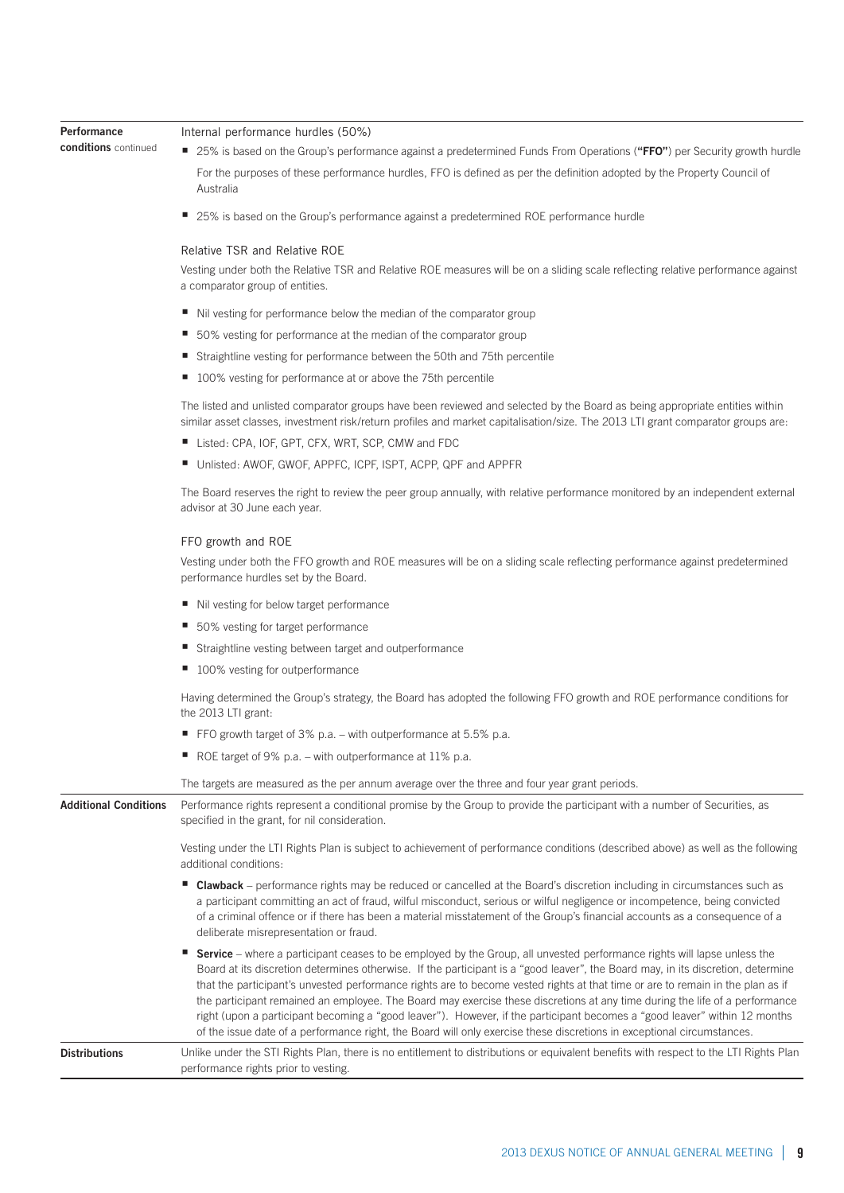**Performance conditions** continued

Internal performance hurdles (50%)

- 25% is based on the Group's performance against a predetermined Funds From Operations (**"FFO"**) per Security growth hurdle

  For the purposes of these performance hurdles, FFO is defined as per the definition adopted by the Property Council of Australia

- 25% is based on the Group's performance against a predetermined ROE performance hurdle

Relative TSR and Relative ROE

Vesting under both the Relative TSR and Relative ROE measures will be on a sliding scale reflecting relative performance against a comparator group of entities.

- Nil vesting for performance below the median of the comparator group
- 50% vesting for performance at the median of the comparator group
- Straightline vesting for performance between the 50th and 75th percentile
- 100% vesting for performance at or above the 75th percentile

The listed and unlisted comparator groups have been reviewed and selected by the Board as being appropriate entities within similar asset classes, investment risk/return profiles and market capitalisation/size. The 2013 LTI grant comparator groups are:

- Listed: CPA, IOF, GPT, CFX, WRT, SCP, CMW and FDC
- Unlisted: AWOF, GWOF, APPFC, ICPF, ISPT, ACPP, QPF and APPFR

The Board reserves the right to review the peer group annually, with relative performance monitored by an independent external advisor at 30 June each year.

FFO growth and ROE

Vesting under both the FFO growth and ROE measures will be on a sliding scale reflecting performance against predetermined performance hurdles set by the Board.

- Nil vesting for below target performance
- 50% vesting for target performance
- Straightline vesting between target and outperformance
- 100% vesting for outperformance

Having determined the Group's strategy, the Board has adopted the following FFO growth and ROE performance conditions for the 2013 LTI grant:

- FFO growth target of 3% p.a. – with outperformance at 5.5% p.a.
- ROE target of 9% p.a. – with outperformance at 11% p.a.

The targets are measured as the per annum average over the three and four year grant periods.

**Additional Conditions**

Performance rights represent a conditional promise by the Group to provide the participant with a number of Securities, as specified in the grant, for nil consideration.

Vesting under the LTI Rights Plan is subject to achievement of performance conditions (described above) as well as the following additional conditions:

- **Clawback** – performance rights may be reduced or cancelled at the Board's discretion including in circumstances such as a participant committing an act of fraud, wilful misconduct, serious or wilful negligence or incompetence, being convicted of a criminal offence or if there has been a material misstatement of the Group's financial accounts as a consequence of a deliberate misrepresentation or fraud.
- **Service** – where a participant ceases to be employed by the Group, all unvested performance rights will lapse unless the Board at its discretion determines otherwise. If the participant is a "good leaver", the Board may, in its discretion, determine that the participant's unvested performance rights are to become vested rights at that time or are to remain in the plan as if the participant remained an employee. The Board may exercise these discretions at any time during the life of a performance right (upon a participant becoming a "good leaver"). However, if the participant becomes a "good leaver" within 12 months of the issue date of a performance right, the Board will only exercise these discretions in exceptional circumstances.

**Distributions**

Unlike under the STI Rights Plan, there is no entitlement to distributions or equivalent benefits with respect to the LTI Rights Plan performance rights prior to vesting.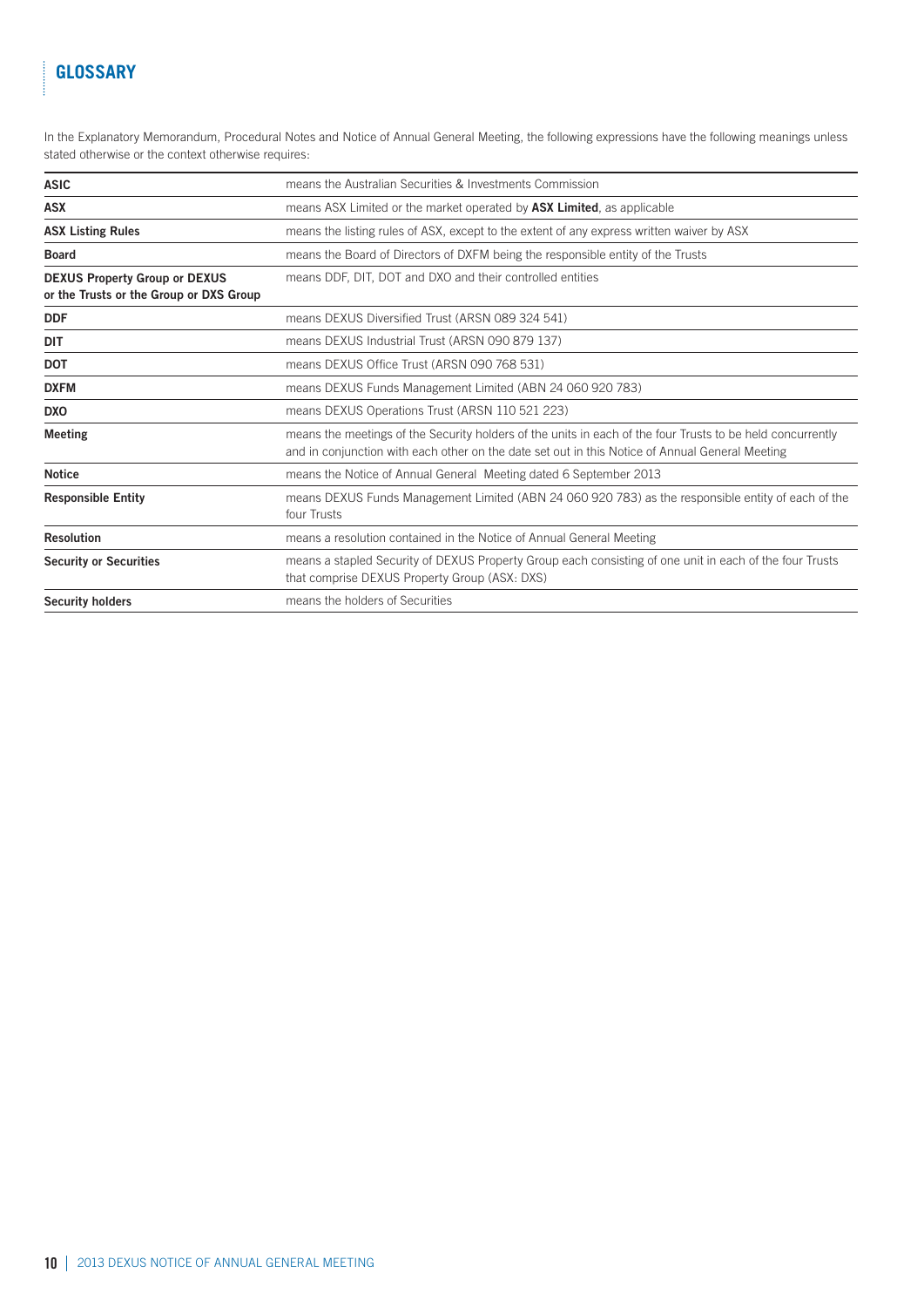## GLOSSARY

In the Explanatory Memorandum, Procedural Notes and Notice of Annual General Meeting, the following expressions have the following meanings unless stated otherwise or the context otherwise requires:

| | |
|---|---|
| **ASIC** | means the Australian Securities & Investments Commission |
| **ASX** | means ASX Limited or the market operated by **ASX Limited**, as applicable |
| **ASX Listing Rules** | means the listing rules of ASX, except to the extent of any express written waiver by ASX |
| **Board** | means the Board of Directors of DXFM being the responsible entity of the Trusts |
| **DEXUS Property Group or DEXUS or the Trusts or the Group or DXS Group** | means DDF, DIT, DOT and DXO and their controlled entities |
| **DDF** | means DEXUS Diversified Trust (ARSN 089 324 541) |
| **DIT** | means DEXUS Industrial Trust (ARSN 090 879 137) |
| **DOT** | means DEXUS Office Trust (ARSN 090 768 531) |
| **DXFM** | means DEXUS Funds Management Limited (ABN 24 060 920 783) |
| **DXO** | means DEXUS Operations Trust (ARSN 110 521 223) |
| **Meeting** | means the meetings of the Security holders of the units in each of the four Trusts to be held concurrently and in conjunction with each other on the date set out in this Notice of Annual General Meeting |
| **Notice** | means the Notice of Annual General Meeting dated 6 September 2013 |
| **Responsible Entity** | means DEXUS Funds Management Limited (ABN 24 060 920 783) as the responsible entity of each of the four Trusts |
| **Resolution** | means a resolution contained in the Notice of Annual General Meeting |
| **Security or Securities** | means a stapled Security of DEXUS Property Group each consisting of one unit in each of the four Trusts that comprise DEXUS Property Group (ASX: DXS) |
| **Security holders** | means the holders of Securities |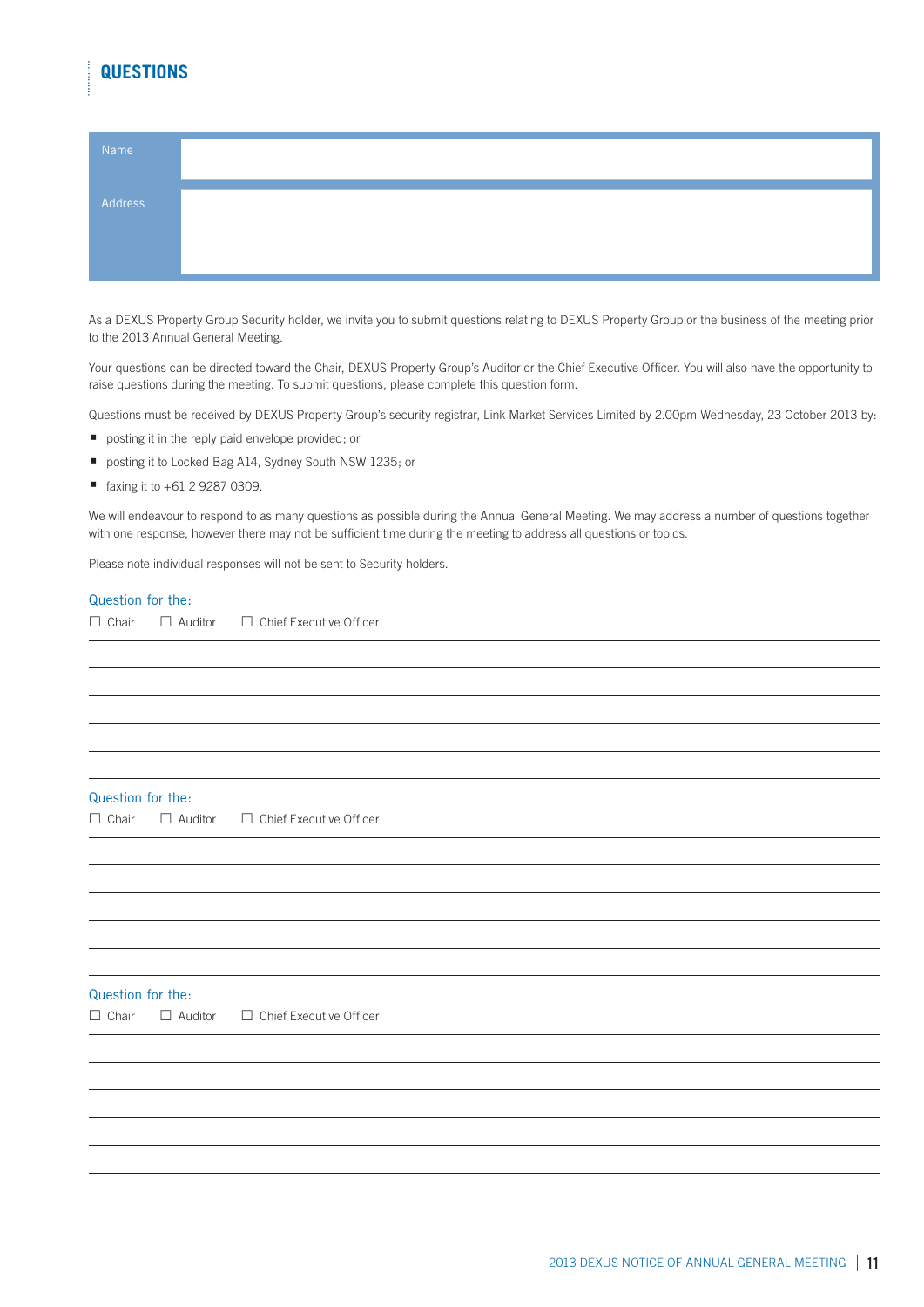# QUESTIONS

| Name | |
|---|---|
| Address | |

As a DEXUS Property Group Security holder, we invite you to submit questions relating to DEXUS Property Group or the business of the meeting prior to the 2013 Annual General Meeting.

Your questions can be directed toward the Chair, DEXUS Property Group's Auditor or the Chief Executive Officer. You will also have the opportunity to raise questions during the meeting. To submit questions, please complete this question form.

Questions must be received by DEXUS Property Group's security registrar, Link Market Services Limited by 2.00pm Wednesday, 23 October 2013 by:

- posting it in the reply paid envelope provided; or
- posting it to Locked Bag A14, Sydney South NSW 1235; or
- faxing it to +61 2 9287 0309.

We will endeavour to respond to as many questions as possible during the Annual General Meeting. We may address a number of questions together with one response, however there may not be sufficient time during the meeting to address all questions or topics.

Please note individual responses will not be sent to Security holders.

Question for the:

☐ Chair ☐ Auditor ☐ Chief Executive Officer

Question for the:

☐ Chair ☐ Auditor ☐ Chief Executive Officer

Question for the:

☐ Chair ☐ Auditor ☐ Chief Executive Officer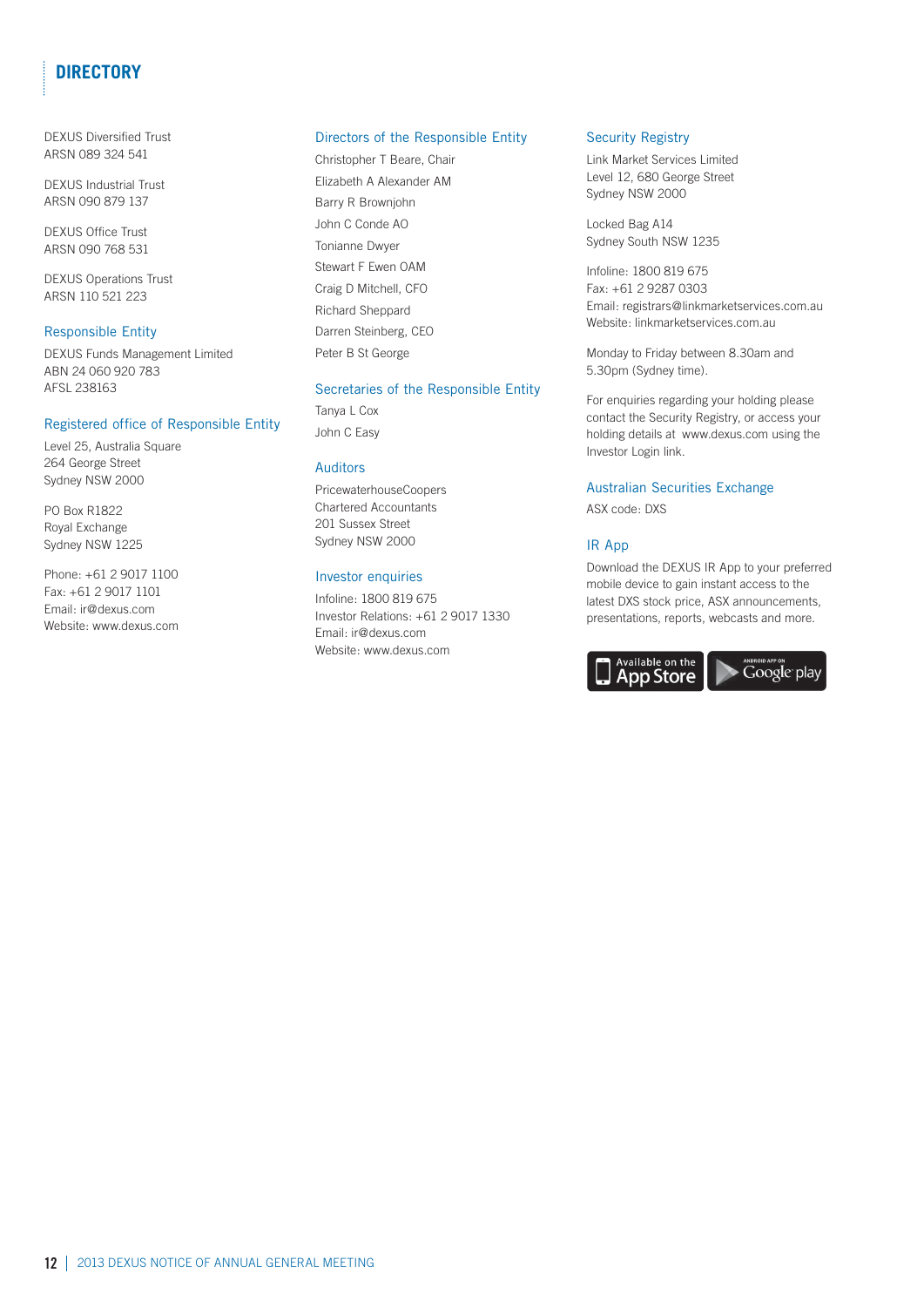# DIRECTORY

DEXUS Diversified Trust
ARSN 089 324 541

DEXUS Industrial Trust
ARSN 090 879 137

DEXUS Office Trust
ARSN 090 768 531

DEXUS Operations Trust
ARSN 110 521 223

## Responsible Entity

DEXUS Funds Management Limited
ABN 24 060 920 783
AFSL 238163

## Registered office of Responsible Entity

Level 25, Australia Square
264 George Street
Sydney NSW 2000

PO Box R1822
Royal Exchange
Sydney NSW 1225

Phone: +61 2 9017 1100
Fax: +61 2 9017 1101
Email: ir@dexus.com
Website: www.dexus.com

## Directors of the Responsible Entity

Christopher T Beare, Chair
Elizabeth A Alexander AM
Barry R Brownjohn
John C Conde AO
Tonianne Dwyer
Stewart F Ewen OAM
Craig D Mitchell, CFO
Richard Sheppard
Darren Steinberg, CEO
Peter B St George

## Secretaries of the Responsible Entity

Tanya L Cox
John C Easy

## Auditors

PricewaterhouseCoopers
Chartered Accountants
201 Sussex Street
Sydney NSW 2000

## Investor enquiries

Infoline: 1800 819 675
Investor Relations: +61 2 9017 1330
Email: ir@dexus.com
Website: www.dexus.com

## Security Registry

Link Market Services Limited
Level 12, 680 George Street
Sydney NSW 2000

Locked Bag A14
Sydney South NSW 1235

Infoline: 1800 819 675
Fax: +61 2 9287 0303
Email: registrars@linkmarketservices.com.au
Website: linkmarketservices.com.au

Monday to Friday between 8.30am and 5.30pm (Sydney time).

For enquiries regarding your holding please contact the Security Registry, or access your holding details at www.dexus.com using the Investor Login link.

## Australian Securities Exchange

ASX code: DXS

## IR App

Download the DEXUS IR App to your preferred mobile device to gain instant access to the latest DXS stock price, ASX announcements, presentations, reports, webcasts and more.

Available on the App Store | Android App on Google play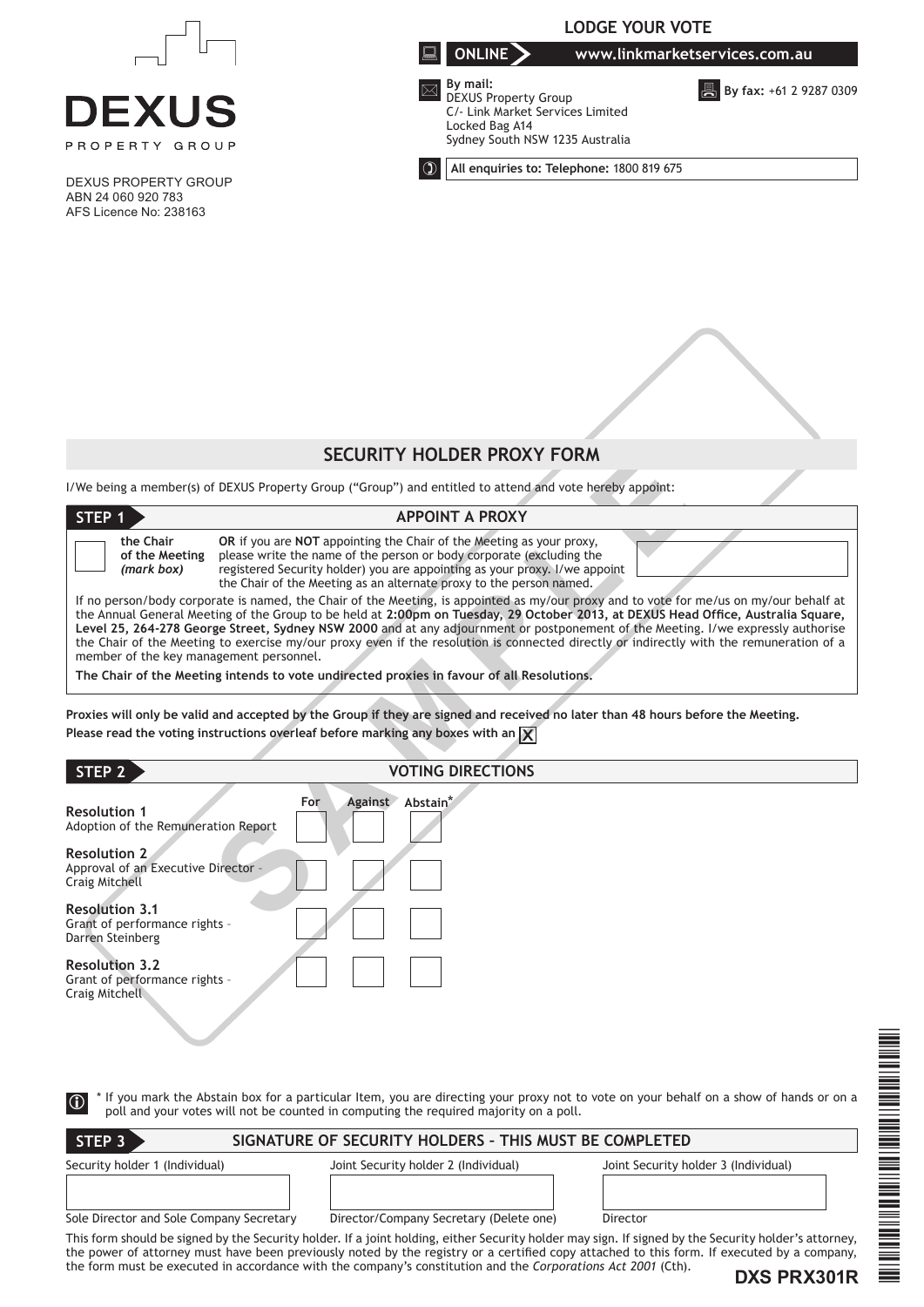DEXUS PROPERTY GROUP

DEXUS PROPERTY GROUP
ABN 24 060 920 783
AFS Licence No: 238163

**LODGE YOUR VOTE**

**ONLINE** www.linkmarketservices.com.au

**By mail:**
DEXUS Property Group
C/- Link Market Services Limited
Locked Bag A14
Sydney South NSW 1235 Australia

**By fax:** +61 2 9287 0309

**All enquiries to: Telephone:** 1800 819 675

## SECURITY HOLDER PROXY FORM

I/We being a member(s) of DEXUS Property Group ("Group") and entitled to attend and vote hereby appoint:

### STEP 1 APPOINT A PROXY

☐ **the Chair of the Meeting** ***(mark box)***

**OR** if you are **NOT** appointing the Chair of the Meeting as your proxy, please write the name of the person or body corporate (excluding the registered Security holder) you are appointing as your proxy. I/we appoint the Chair of the Meeting as an alternate proxy to the person named.

If no person/body corporate is named, the Chair of the Meeting, is appointed as my/our proxy and to vote for me/us on my/our behalf at the Annual General Meeting of the Group to be held at **2:00pm on Tuesday, 29 October 2013, at DEXUS Head Office, Australia Square, Level 25, 264-278 George Street, Sydney NSW 2000** and at any adjournment or postponement of the Meeting. I/we expressly authorise the Chair of the Meeting to exercise my/our proxy even if the resolution is connected directly or indirectly with the remuneration of a member of the key management personnel.

**The Chair of the Meeting intends to vote undirected proxies in favour of all Resolutions.**

**Proxies will only be valid and accepted by the Group if they are signed and received no later than 48 hours before the Meeting.**

**Please read the voting instructions overleaf before marking any boxes with an** ☒

### STEP 2 VOTING DIRECTIONS

| | For | Against | Abstain* |
|---|---|---|---|
| **Resolution 1** Adoption of the Remuneration Report | ☐ | ☐ | ☐ |
| **Resolution 2** Approval of an Executive Director – Craig Mitchell | ☐ | ☐ | ☐ |
| **Resolution 3.1** Grant of performance rights – Darren Steinberg | ☐ | ☐ | ☐ |
| **Resolution 3.2** Grant of performance rights – Craig Mitchell | ☐ | ☐ | ☐ |

\* If you mark the Abstain box for a particular Item, you are directing your proxy not to vote on your behalf on a show of hands or on a poll and your votes will not be counted in computing the required majority on a poll.

### STEP 3 SIGNATURE OF SECURITY HOLDERS – THIS MUST BE COMPLETED

| Security holder 1 (Individual) | Joint Security holder 2 (Individual) | Joint Security holder 3 (Individual) |
|---|---|---|
| | | |
| Sole Director and Sole Company Secretary | Director/Company Secretary (Delete one) | Director |

This form should be signed by the Security holder. If a joint holding, either Security holder may sign. If signed by the Security holder's attorney, the power of attorney must have been previously noted by the registry or a certified copy attached to this form. If executed by a company, the form must be executed in accordance with the company's constitution and the *Corporations Act 2001* (Cth).

**DXS PRX301R**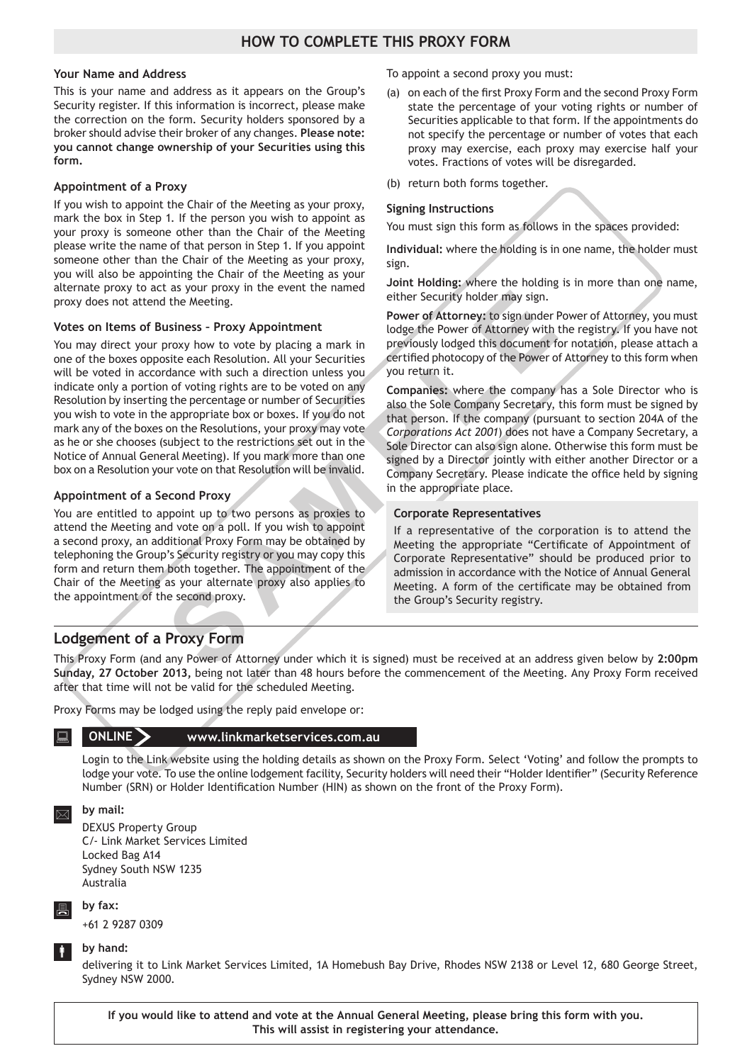## HOW TO COMPLETE THIS PROXY FORM

### Your Name and Address

This is your name and address as it appears on the Group's Security register. If this information is incorrect, please make the correction on the form. Security holders sponsored by a broker should advise their broker of any changes. **Please note: you cannot change ownership of your Securities using this form.**

### Appointment of a Proxy

If you wish to appoint the Chair of the Meeting as your proxy, mark the box in Step 1. If the person you wish to appoint as your proxy is someone other than the Chair of the Meeting please write the name of that person in Step 1. If you appoint someone other than the Chair of the Meeting as your proxy, you will also be appointing the Chair of the Meeting as your alternate proxy to act as your proxy in the event the named proxy does not attend the Meeting.

### Votes on Items of Business – Proxy Appointment

You may direct your proxy how to vote by placing a mark in one of the boxes opposite each Resolution. All your Securities will be voted in accordance with such a direction unless you indicate only a portion of voting rights are to be voted on any Resolution by inserting the percentage or number of Securities you wish to vote in the appropriate box or boxes. If you do not mark any of the boxes on the Resolutions, your proxy may vote as he or she chooses (subject to the restrictions set out in the Notice of Annual General Meeting). If you mark more than one box on a Resolution your vote on that Resolution will be invalid.

### Appointment of a Second Proxy

You are entitled to appoint up to two persons as proxies to attend the Meeting and vote on a poll. If you wish to appoint a second proxy, an additional Proxy Form may be obtained by telephoning the Group's Security registry or you may copy this form and return them both together. The appointment of the Chair of the Meeting as your alternate proxy also applies to the appointment of the second proxy.

To appoint a second proxy you must:

(a) on each of the first Proxy Form and the second Proxy Form state the percentage of your voting rights or number of Securities applicable to that form. If the appointments do not specify the percentage or number of votes that each proxy may exercise, each proxy may exercise half your votes. Fractions of votes will be disregarded.

(b) return both forms together.

### Signing Instructions

You must sign this form as follows in the spaces provided:

**Individual:** where the holding is in one name, the holder must sign.

**Joint Holding:** where the holding is in more than one name, either Security holder may sign.

**Power of Attorney:** to sign under Power of Attorney, you must lodge the Power of Attorney with the registry. If you have not previously lodged this document for notation, please attach a certified photocopy of the Power of Attorney to this form when you return it.

**Companies:** where the company has a Sole Director who is also the Sole Company Secretary, this form must be signed by that person. If the company (pursuant to section 204A of the *Corporations Act 2001*) does not have a Company Secretary, a Sole Director can also sign alone. Otherwise this form must be signed by a Director jointly with either another Director or a Company Secretary. Please indicate the office held by signing in the appropriate place.

### Corporate Representatives

If a representative of the corporation is to attend the Meeting the appropriate "Certificate of Appointment of Corporate Representative" should be produced prior to admission in accordance with the Notice of Annual General Meeting. A form of the certificate may be obtained from the Group's Security registry.

## Lodgement of a Proxy Form

This Proxy Form (and any Power of Attorney under which it is signed) must be received at an address given below by **2:00pm Sunday, 27 October 2013,** being not later than 48 hours before the commencement of the Meeting. Any Proxy Form received after that time will not be valid for the scheduled Meeting.

Proxy Forms may be lodged using the reply paid envelope or:

**ONLINE** **www.linkmarketservices.com.au**

Login to the Link website using the holding details as shown on the Proxy Form. Select 'Voting' and follow the prompts to lodge your vote. To use the online lodgement facility, Security holders will need their "Holder Identifier" (Security Reference Number (SRN) or Holder Identification Number (HIN) as shown on the front of the Proxy Form).

**by mail:**

DEXUS Property Group
C/- Link Market Services Limited
Locked Bag A14
Sydney South NSW 1235
Australia

**by fax:**

+61 2 9287 0309

**by hand:**

delivering it to Link Market Services Limited, 1A Homebush Bay Drive, Rhodes NSW 2138 or Level 12, 680 George Street, Sydney NSW 2000.

**If you would like to attend and vote at the Annual General Meeting, please bring this form with you. This will assist in registering your attendance.**